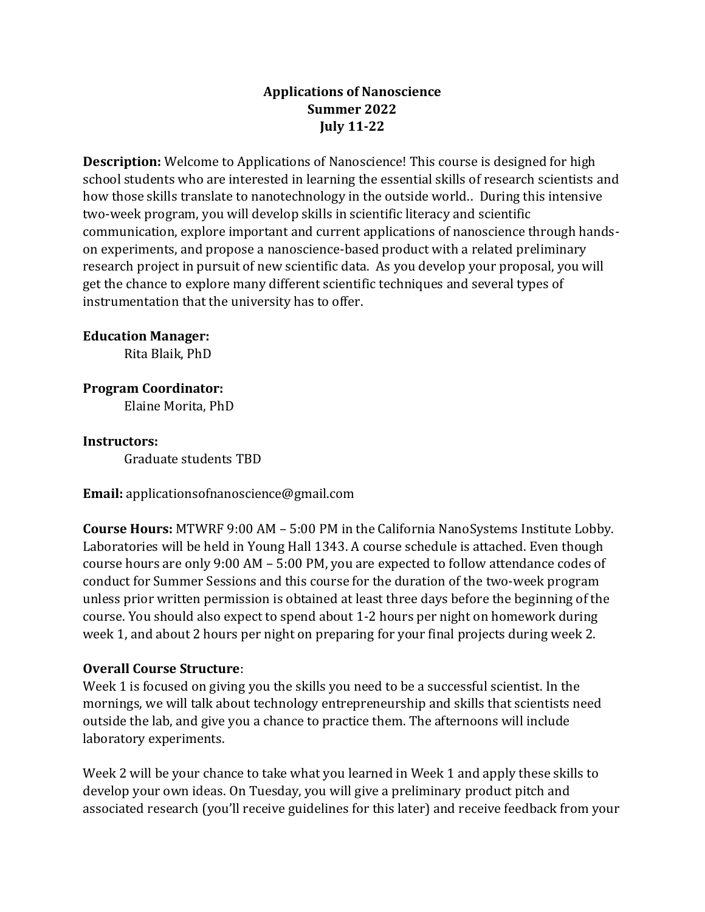# Applications of Nanoscience
## Summer 2022
## July 11-22

**Description:** Welcome to Applications of Nanoscience! This course is designed for high school students who are interested in learning the essential skills of research scientists and how those skills translate to nanotechnology in the outside world.. During this intensive two-week program, you will develop skills in scientific literacy and scientific communication, explore important and current applications of nanoscience through hands-on experiments, and propose a nanoscience-based product with a related preliminary research project in pursuit of new scientific data. As you develop your proposal, you will get the chance to explore many different scientific techniques and several types of instrumentation that the university has to offer.

**Education Manager:**
Rita Blaik, PhD

**Program Coordinator:**
Elaine Morita, PhD

**Instructors:**
Graduate students TBD

**Email:** applicationsofnanoscience@gmail.com

**Course Hours:** MTWRF 9:00 AM – 5:00 PM in the California NanoSystems Institute Lobby. Laboratories will be held in Young Hall 1343. A course schedule is attached. Even though course hours are only 9:00 AM – 5:00 PM, you are expected to follow attendance codes of conduct for Summer Sessions and this course for the duration of the two-week program unless prior written permission is obtained at least three days before the beginning of the course. You should also expect to spend about 1-2 hours per night on homework during week 1, and about 2 hours per night on preparing for your final projects during week 2.

**Overall Course Structure**:
Week 1 is focused on giving you the skills you need to be a successful scientist. In the mornings, we will talk about technology entrepreneurship and skills that scientists need outside the lab, and give you a chance to practice them. The afternoons will include laboratory experiments.

Week 2 will be your chance to take what you learned in Week 1 and apply these skills to develop your own ideas. On Tuesday, you will give a preliminary product pitch and associated research (you'll receive guidelines for this later) and receive feedback from your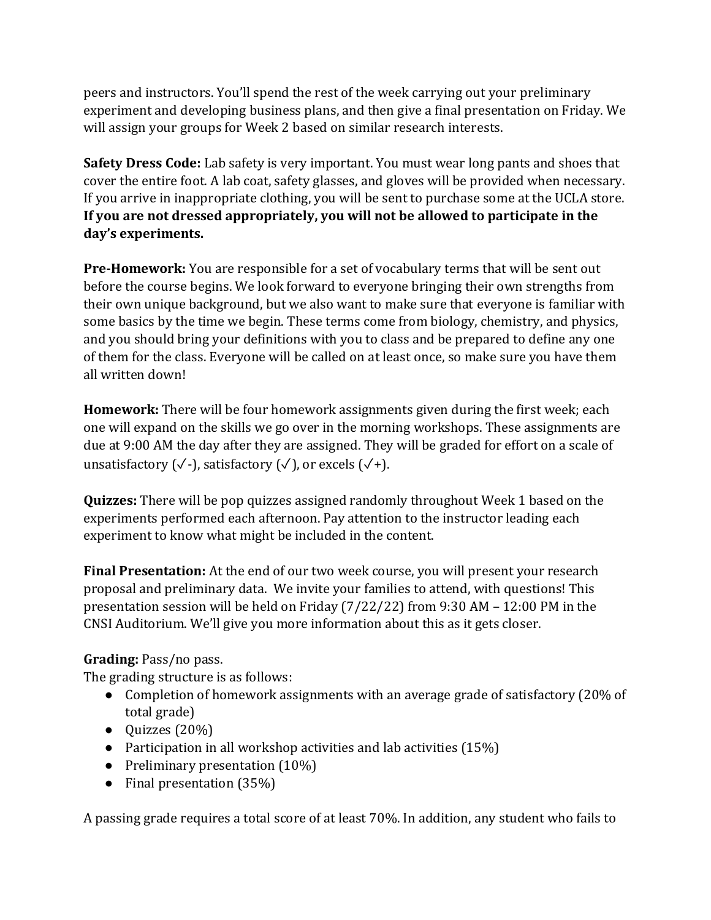peers and instructors. You'll spend the rest of the week carrying out your preliminary experiment and developing business plans, and then give a final presentation on Friday. We will assign your groups for Week 2 based on similar research interests.

**Safety Dress Code:** Lab safety is very important. You must wear long pants and shoes that cover the entire foot. A lab coat, safety glasses, and gloves will be provided when necessary. If you arrive in inappropriate clothing, you will be sent to purchase some at the UCLA store. **If you are not dressed appropriately, you will not be allowed to participate in the day's experiments.**

**Pre-Homework:** You are responsible for a set of vocabulary terms that will be sent out before the course begins. We look forward to everyone bringing their own strengths from their own unique background, but we also want to make sure that everyone is familiar with some basics by the time we begin. These terms come from biology, chemistry, and physics, and you should bring your definitions with you to class and be prepared to define any one of them for the class. Everyone will be called on at least once, so make sure you have them all written down!

**Homework:** There will be four homework assignments given during the first week; each one will expand on the skills we go over in the morning workshops. These assignments are due at 9:00 AM the day after they are assigned. They will be graded for effort on a scale of unsatisfactory (✓-), satisfactory (✓), or excels (✓+).

**Quizzes:** There will be pop quizzes assigned randomly throughout Week 1 based on the experiments performed each afternoon. Pay attention to the instructor leading each experiment to know what might be included in the content.

**Final Presentation:** At the end of our two week course, you will present your research proposal and preliminary data. We invite your families to attend, with questions! This presentation session will be held on Friday (7/22/22) from 9:30 AM – 12:00 PM in the CNSI Auditorium. We'll give you more information about this as it gets closer.

**Grading:** Pass/no pass.
The grading structure is as follows:

- Completion of homework assignments with an average grade of satisfactory (20% of total grade)
- Quizzes (20%)
- Participation in all workshop activities and lab activities (15%)
- Preliminary presentation (10%)
- Final presentation (35%)

A passing grade requires a total score of at least 70%. In addition, any student who fails to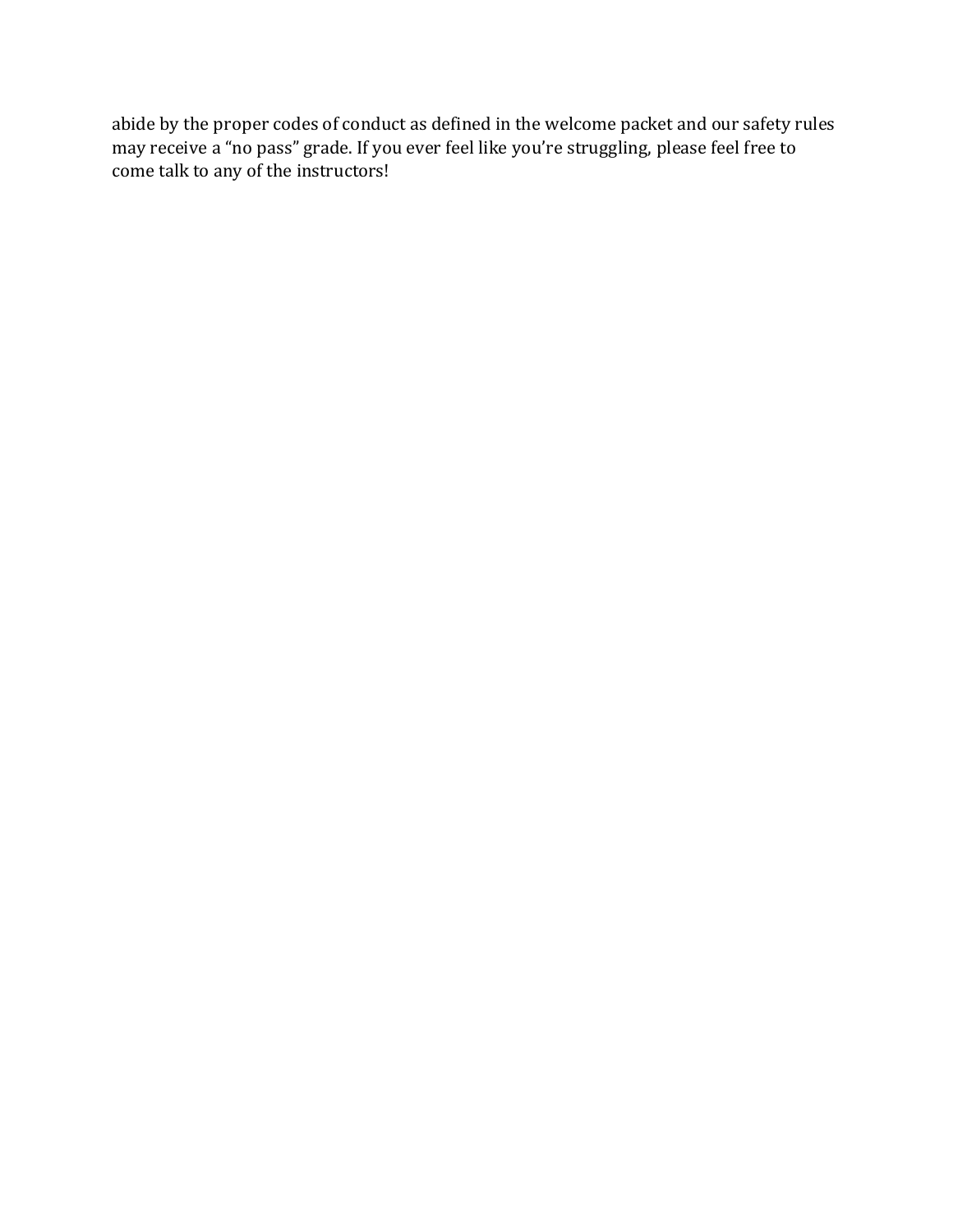abide by the proper codes of conduct as defined in the welcome packet and our safety rules may receive a “no pass” grade. If you ever feel like you’re struggling, please feel free to come talk to any of the instructors!